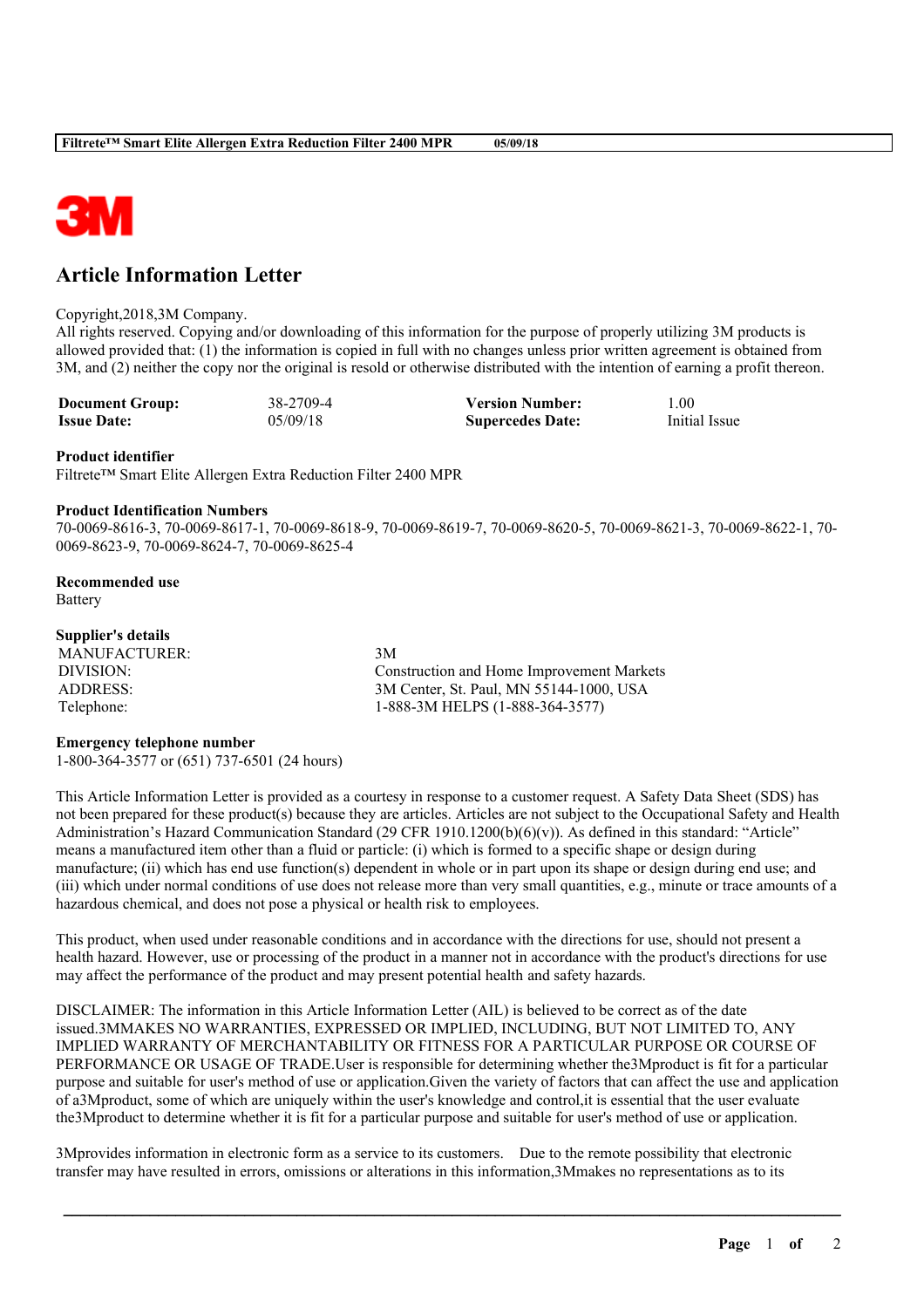# Article Information Letter

Copyright,2018,3M Company.
All rights reserved. Copying and/or downloading of this information for the purpose of properly utilizing 3M products is allowed provided that: (1) the information is copied in full with no changes unless prior written agreement is obtained from 3M, and (2) neither the copy nor the original is resold or otherwise distributed with the intention of earning a profit thereon.

| **Document Group:** | 38-2709-4 | **Version Number:** | 1.00 |
|---|---|---|---|
| **Issue Date:** | 05/09/18 | **Supercedes Date:** | Initial Issue |

**Product identifier**
Filtrete™ Smart Elite Allergen Extra Reduction Filter 2400 MPR

**Product Identification Numbers**
70-0069-8616-3, 70-0069-8617-1, 70-0069-8618-9, 70-0069-8619-7, 70-0069-8620-5, 70-0069-8621-3, 70-0069-8622-1, 70-0069-8623-9, 70-0069-8624-7, 70-0069-8625-4

**Recommended use**
Battery

**Supplier's details**

| | |
|---|---|
| MANUFACTURER: | 3M |
| DIVISION: | Construction and Home Improvement Markets |
| ADDRESS: | 3M Center, St. Paul, MN 55144-1000, USA |
| Telephone: | 1-888-3M HELPS (1-888-364-3577) |

**Emergency telephone number**
1-800-364-3577 or (651) 737-6501 (24 hours)

This Article Information Letter is provided as a courtesy in response to a customer request. A Safety Data Sheet (SDS) has not been prepared for these product(s) because they are articles. Articles are not subject to the Occupational Safety and Health Administration's Hazard Communication Standard (29 CFR 1910.1200(b)(6)(v)). As defined in this standard: "Article" means a manufactured item other than a fluid or particle: (i) which is formed to a specific shape or design during manufacture; (ii) which has end use function(s) dependent in whole or in part upon its shape or design during end use; and (iii) which under normal conditions of use does not release more than very small quantities, e.g., minute or trace amounts of a hazardous chemical, and does not pose a physical or health risk to employees.

This product, when used under reasonable conditions and in accordance with the directions for use, should not present a health hazard. However, use or processing of the product in a manner not in accordance with the product's directions for use may affect the performance of the product and may present potential health and safety hazards.

DISCLAIMER: The information in this Article Information Letter (AIL) is believed to be correct as of the date issued.3MMAKES NO WARRANTIES, EXPRESSED OR IMPLIED, INCLUDING, BUT NOT LIMITED TO, ANY IMPLIED WARRANTY OF MERCHANTABILITY OR FITNESS FOR A PARTICULAR PURPOSE OR COURSE OF PERFORMANCE OR USAGE OF TRADE.User is responsible for determining whether the3Mproduct is fit for a particular purpose and suitable for user's method of use or application.Given the variety of factors that can affect the use and application of a3Mproduct, some of which are uniquely within the user's knowledge and control,it is essential that the user evaluate the3Mproduct to determine whether it is fit for a particular purpose and suitable for user's method of use or application.

3Mprovides information in electronic form as a service to its customers. Due to the remote possibility that electronic transfer may have resulted in errors, omissions or alterations in this information,3Mmakes no representations as to its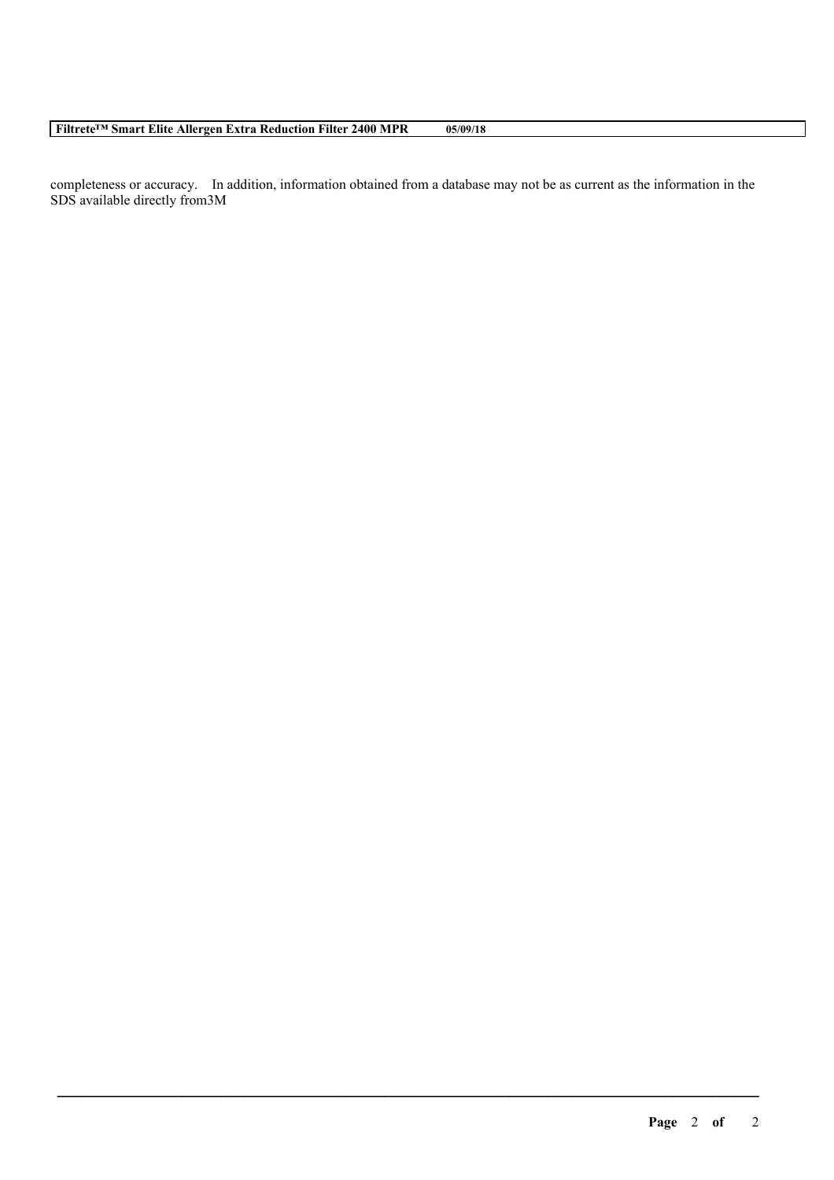completeness or accuracy. In addition, information obtained from a database may not be as current as the information in the SDS available directly from3M